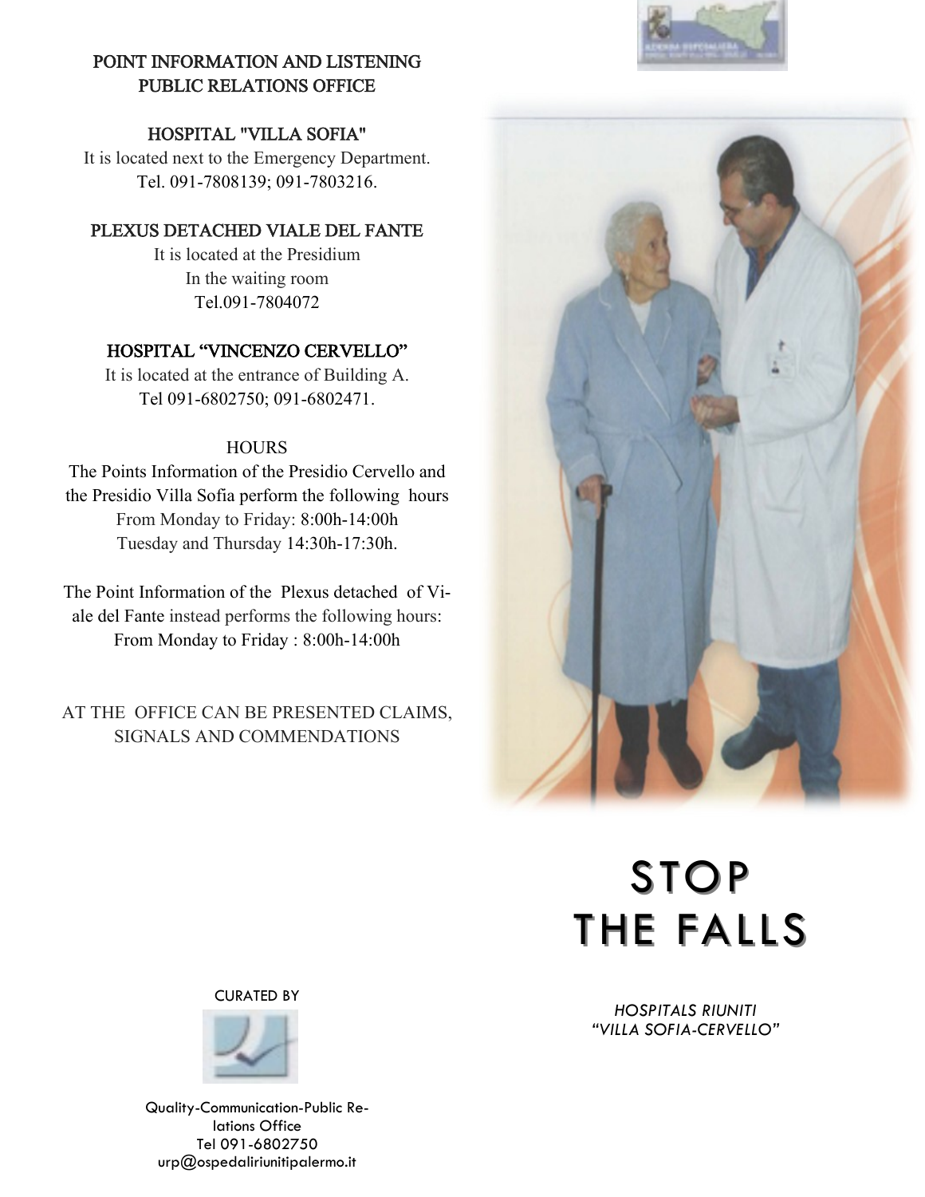## POINT INFORMATION AND LISTENING PUBLIC RELATIONS OFFICE

### HOSPITAL "VILLA SOFIA"

It is located next to the Emergency Department.
Tel. 091-7808139; 091-7803216.

### PLEXUS DETACHED VIALE DEL FANTE

It is located at the Presidium
In the waiting room
Tel.091-7804072

### HOSPITAL "VINCENZO CERVELLO"

It is located at the entrance of Building A.
Tel 091-6802750; 091-6802471.

### HOURS

The Points Information of the Presidio Cervello and the Presidio Villa Sofia perform the following hours
From Monday to Friday: 8:00h-14:00h
Tuesday and Thursday 14:30h-17:30h.

The Point Information of the Plexus detached of Viale del Fante instead performs the following hours:
From Monday to Friday : 8:00h-14:00h

AT THE OFFICE CAN BE PRESENTED CLAIMS, SIGNALS AND COMMENDATIONS

CURATED BY

Quality-Communication-Public Relations Office
Tel 091-6802750
urp@ospedaliriunitipalermo.it

# STOP THE FALLS

*HOSPITALS RIUNITI "VILLA SOFIA-CERVELLO"*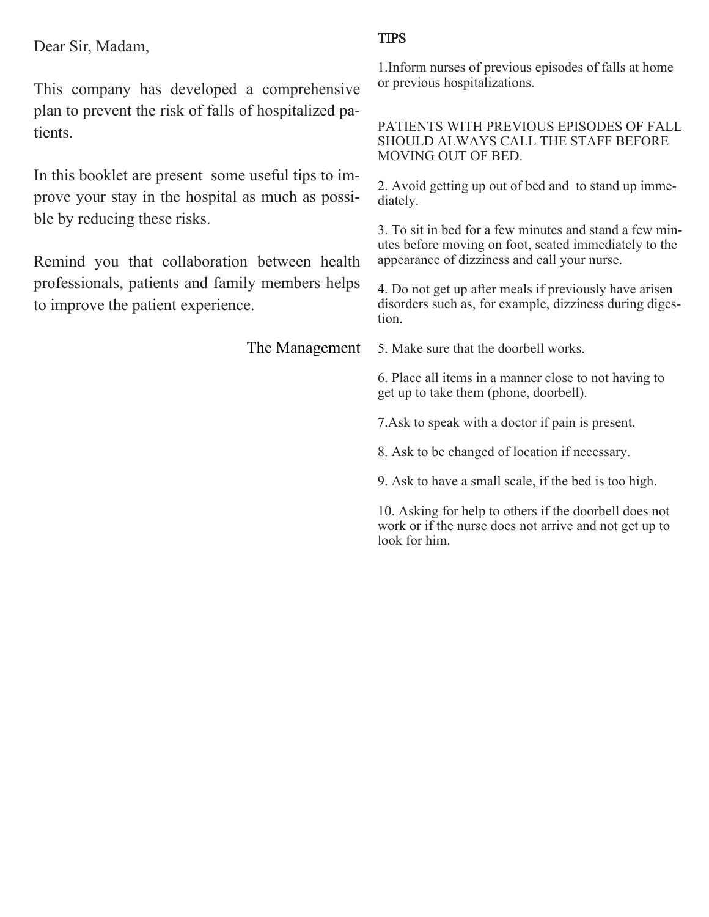Dear Sir, Madam,

This company has developed a comprehensive plan to prevent the risk of falls of hospitalized patients.

In this booklet are present some useful tips to improve your stay in the hospital as much as possible by reducing these risks.

Remind you that collaboration between health professionals, patients and family members helps to improve the patient experience.

The Management

## TIPS

1. Inform nurses of previous episodes of falls at home or previous hospitalizations.

PATIENTS WITH PREVIOUS EPISODES OF FALL SHOULD ALWAYS CALL THE STAFF BEFORE MOVING OUT OF BED.

2. Avoid getting up out of bed and to stand up immediately.

3. To sit in bed for a few minutes and stand a few minutes before moving on foot, seated immediately to the appearance of dizziness and call your nurse.

4. Do not get up after meals if previously have arisen disorders such as, for example, dizziness during digestion.

5. Make sure that the doorbell works.

6. Place all items in a manner close to not having to get up to take them (phone, doorbell).

7. Ask to speak with a doctor if pain is present.

8. Ask to be changed of location if necessary.

9. Ask to have a small scale, if the bed is too high.

10. Asking for help to others if the doorbell does not work or if the nurse does not arrive and not get up to look for him.